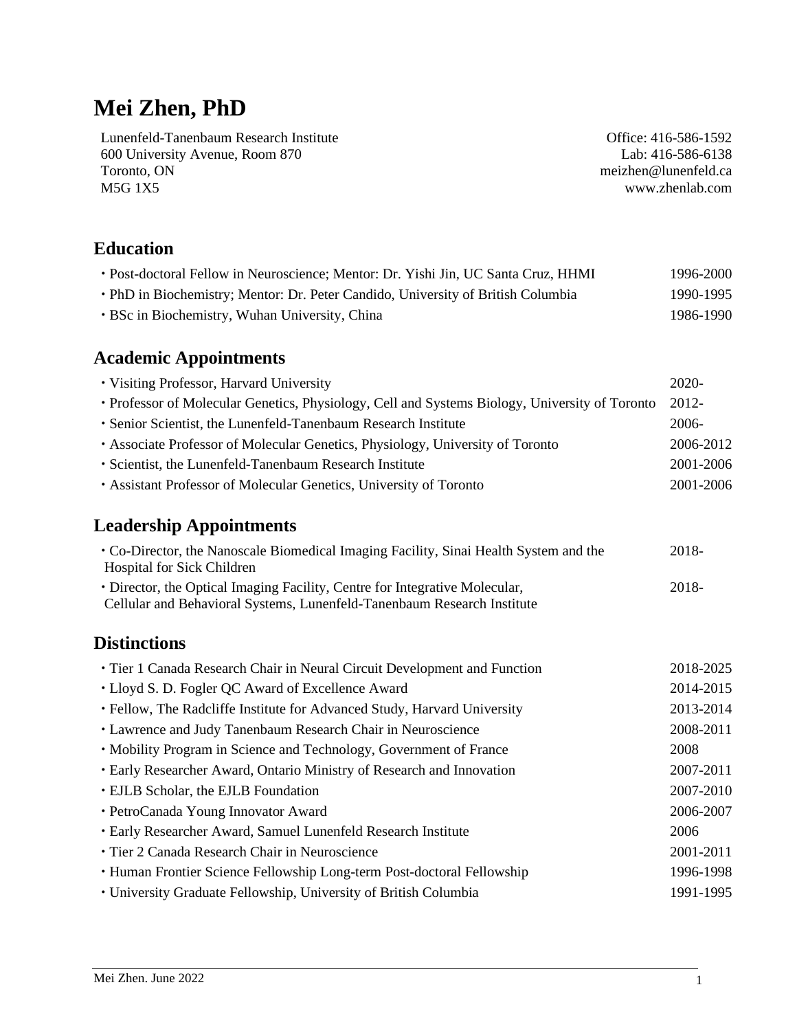# Mei Zhen, PhD

Lunenfeld-Tanenbaum Research Institute
600 University Avenue, Room 870
Toronto, ON
M5G 1X5

Office: 416-586-1592
Lab: 416-586-6138
meizhen@lunenfeld.ca
www.zhenlab.com

## Education

- Post-doctoral Fellow in Neuroscience; Mentor: Dr. Yishi Jin, UC Santa Cruz, HHMI — 1996-2000
- PhD in Biochemistry; Mentor: Dr. Peter Candido, University of British Columbia — 1990-1995
- BSc in Biochemistry, Wuhan University, China — 1986-1990

## Academic Appointments

- Visiting Professor, Harvard University — 2020-
- Professor of Molecular Genetics, Physiology, Cell and Systems Biology, University of Toronto — 2012-
- Senior Scientist, the Lunenfeld-Tanenbaum Research Institute — 2006-
- Associate Professor of Molecular Genetics, Physiology, University of Toronto — 2006-2012
- Scientist, the Lunenfeld-Tanenbaum Research Institute — 2001-2006
- Assistant Professor of Molecular Genetics, University of Toronto — 2001-2006

## Leadership Appointments

- Co-Director, the Nanoscale Biomedical Imaging Facility, Sinai Health System and the Hospital for Sick Children — 2018-
- Director, the Optical Imaging Facility, Centre for Integrative Molecular, Cellular and Behavioral Systems, Lunenfeld-Tanenbaum Research Institute — 2018-

## Distinctions

- Tier 1 Canada Research Chair in Neural Circuit Development and Function — 2018-2025
- Lloyd S. D. Fogler QC Award of Excellence Award — 2014-2015
- Fellow, The Radcliffe Institute for Advanced Study, Harvard University — 2013-2014
- Lawrence and Judy Tanenbaum Research Chair in Neuroscience — 2008-2011
- Mobility Program in Science and Technology, Government of France — 2008
- Early Researcher Award, Ontario Ministry of Research and Innovation — 2007-2011
- EJLB Scholar, the EJLB Foundation — 2007-2010
- PetroCanada Young Innovator Award — 2006-2007
- Early Researcher Award, Samuel Lunenfeld Research Institute — 2006
- Tier 2 Canada Research Chair in Neuroscience — 2001-2011
- Human Frontier Science Fellowship Long-term Post-doctoral Fellowship — 1996-1998
- University Graduate Fellowship, University of British Columbia — 1991-1995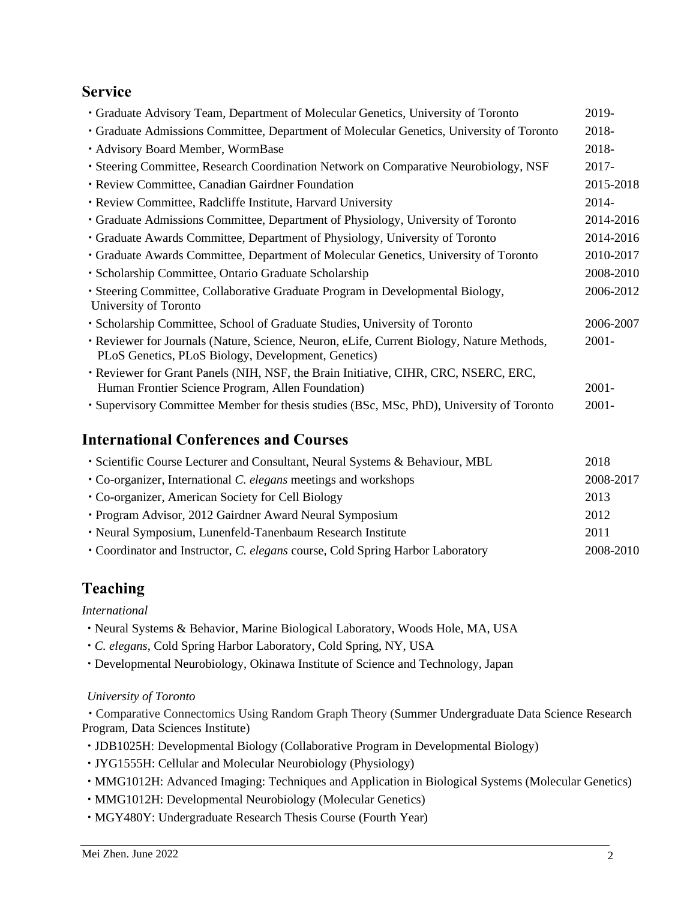## Service

- Graduate Advisory Team, Department of Molecular Genetics, University of Toronto — 2019-
- Graduate Admissions Committee, Department of Molecular Genetics, University of Toronto — 2018-
- Advisory Board Member, WormBase — 2018-
- Steering Committee, Research Coordination Network on Comparative Neurobiology, NSF — 2017-
- Review Committee, Canadian Gairdner Foundation — 2015-2018
- Review Committee, Radcliffe Institute, Harvard University — 2014-
- Graduate Admissions Committee, Department of Physiology, University of Toronto — 2014-2016
- Graduate Awards Committee, Department of Physiology, University of Toronto — 2014-2016
- Graduate Awards Committee, Department of Molecular Genetics, University of Toronto — 2010-2017
- Scholarship Committee, Ontario Graduate Scholarship — 2008-2010
- Steering Committee, Collaborative Graduate Program in Developmental Biology, University of Toronto — 2006-2012
- Scholarship Committee, School of Graduate Studies, University of Toronto — 2006-2007
- Reviewer for Journals (Nature, Science, Neuron, eLife, Current Biology, Nature Methods, PLoS Genetics, PLoS Biology, Development, Genetics) — 2001-
- Reviewer for Grant Panels (NIH, NSF, the Brain Initiative, CIHR, CRC, NSERC, ERC, Human Frontier Science Program, Allen Foundation) — 2001-
- Supervisory Committee Member for thesis studies (BSc, MSc, PhD), University of Toronto — 2001-

## International Conferences and Courses

- Scientific Course Lecturer and Consultant, Neural Systems & Behaviour, MBL — 2018
- Co-organizer, International *C. elegans* meetings and workshops — 2008-2017
- Co-organizer, American Society for Cell Biology — 2013
- Program Advisor, 2012 Gairdner Award Neural Symposium — 2012
- Neural Symposium, Lunenfeld-Tanenbaum Research Institute — 2011
- Coordinator and Instructor, *C. elegans* course, Cold Spring Harbor Laboratory — 2008-2010

## Teaching

*International*

- Neural Systems & Behavior, Marine Biological Laboratory, Woods Hole, MA, USA
- *C. elegans*, Cold Spring Harbor Laboratory, Cold Spring, NY, USA
- Developmental Neurobiology, Okinawa Institute of Science and Technology, Japan

*University of Toronto*

- Comparative Connectomics Using Random Graph Theory (Summer Undergraduate Data Science Research Program, Data Sciences Institute)
- JDB1025H: Developmental Biology (Collaborative Program in Developmental Biology)
- JYG1555H: Cellular and Molecular Neurobiology (Physiology)
- MMG1012H: Advanced Imaging: Techniques and Application in Biological Systems (Molecular Genetics)
- MMG1012H: Developmental Neurobiology (Molecular Genetics)
- MGY480Y: Undergraduate Research Thesis Course (Fourth Year)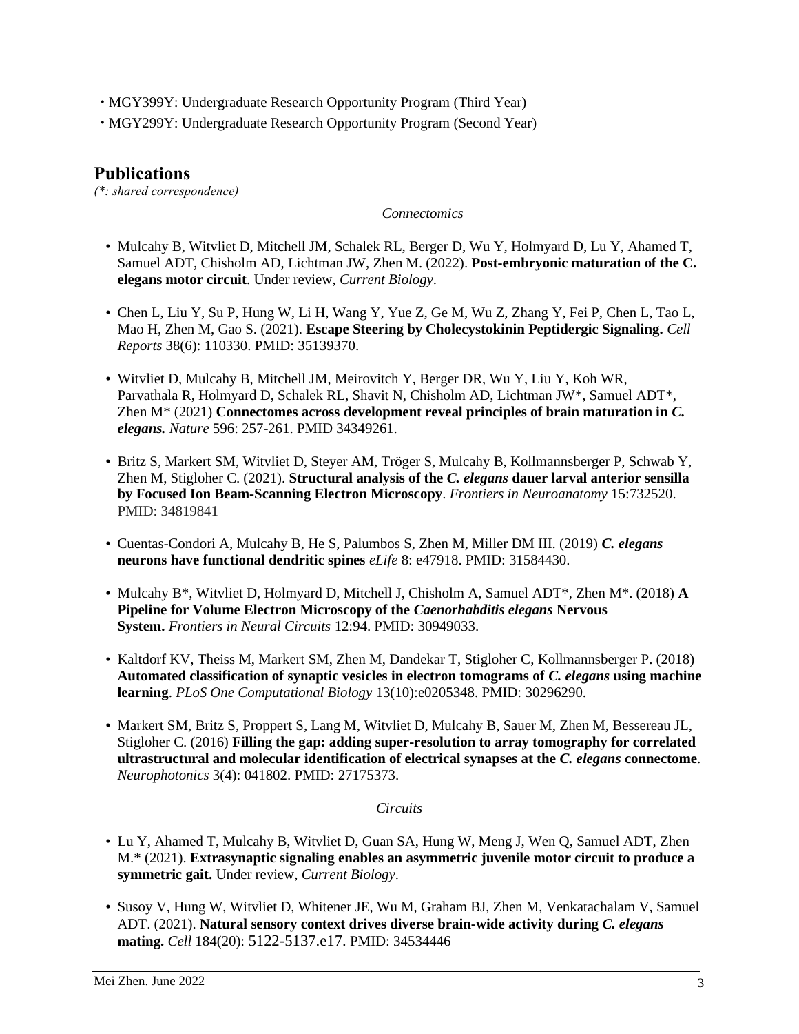- MGY399Y: Undergraduate Research Opportunity Program (Third Year)
- MGY299Y: Undergraduate Research Opportunity Program (Second Year)

## Publications

*(*: shared correspondence)*

*Connectomics*

- Mulcahy B, Witvliet D, Mitchell JM, Schalek RL, Berger D, Wu Y, Holmyard D, Lu Y, Ahamed T, Samuel ADT, Chisholm AD, Lichtman JW, Zhen M. (2022). **Post-embryonic maturation of the C. elegans motor circuit**. Under review, *Current Biology*.

- Chen L, Liu Y, Su P, Hung W, Li H, Wang Y, Yue Z, Ge M, Wu Z, Zhang Y, Fei P, Chen L, Tao L, Mao H, Zhen M, Gao S. (2021). **Escape Steering by Cholecystokinin Peptidergic Signaling.** *Cell Reports* 38(6): 110330. PMID: 35139370.

- Witvliet D, Mulcahy B, Mitchell JM, Meirovitch Y, Berger DR, Wu Y, Liu Y, Koh WR, Parvathala R, Holmyard D, Schalek RL, Shavit N, Chisholm AD, Lichtman JW*, Samuel ADT*, Zhen M* (2021) **Connectomes across development reveal principles of brain maturation in *C. elegans.*** *Nature* 596: 257-261. PMID 34349261.

- Britz S, Markert SM, Witvliet D, Steyer AM, Tröger S, Mulcahy B, Kollmannsberger P, Schwab Y, Zhen M, Stigloher C. (2021). **Structural analysis of the *C. elegans* dauer larval anterior sensilla by Focused Ion Beam-Scanning Electron Microscopy**. *Frontiers in Neuroanatomy* 15:732520. PMID: 34819841

- Cuentas-Condori A, Mulcahy B, He S, Palumbos S, Zhen M, Miller DM III. (2019) ***C. elegans* neurons have functional dendritic spines** *eLife* 8: e47918. PMID: 31584430.

- Mulcahy B*, Witvliet D, Holmyard D, Mitchell J, Chisholm A, Samuel ADT*, Zhen M*. (2018) **A Pipeline for Volume Electron Microscopy of the *Caenorhabditis elegans* Nervous System.** *Frontiers in Neural Circuits* 12:94. PMID: 30949033.

- Kaltdorf KV, Theiss M, Markert SM, Zhen M, Dandekar T, Stigloher C, Kollmannsberger P. (2018) **Automated classification of synaptic vesicles in electron tomograms of *C. elegans* using machine learning**. *PLoS One Computational Biology* 13(10):e0205348. PMID: 30296290.

- Markert SM, Britz S, Proppert S, Lang M, Witvliet D, Mulcahy B, Sauer M, Zhen M, Bessereau JL, Stigloher C. (2016) **Filling the gap: adding super-resolution to array tomography for correlated ultrastructural and molecular identification of electrical synapses at the *C. elegans* connectome**. *Neurophotonics* 3(4): 041802. PMID: 27175373.

*Circuits*

- Lu Y, Ahamed T, Mulcahy B, Witvliet D, Guan SA, Hung W, Meng J, Wen Q, Samuel ADT, Zhen M.* (2021). **Extrasynaptic signaling enables an asymmetric juvenile motor circuit to produce a symmetric gait.** Under review, *Current Biology*.

- Susoy V, Hung W, Witvliet D, Whitener JE, Wu M, Graham BJ, Zhen M, Venkatachalam V, Samuel ADT. (2021). **Natural sensory context drives diverse brain-wide activity during *C. elegans* mating.** *Cell* 184(20): 5122-5137.e17. PMID: 34534446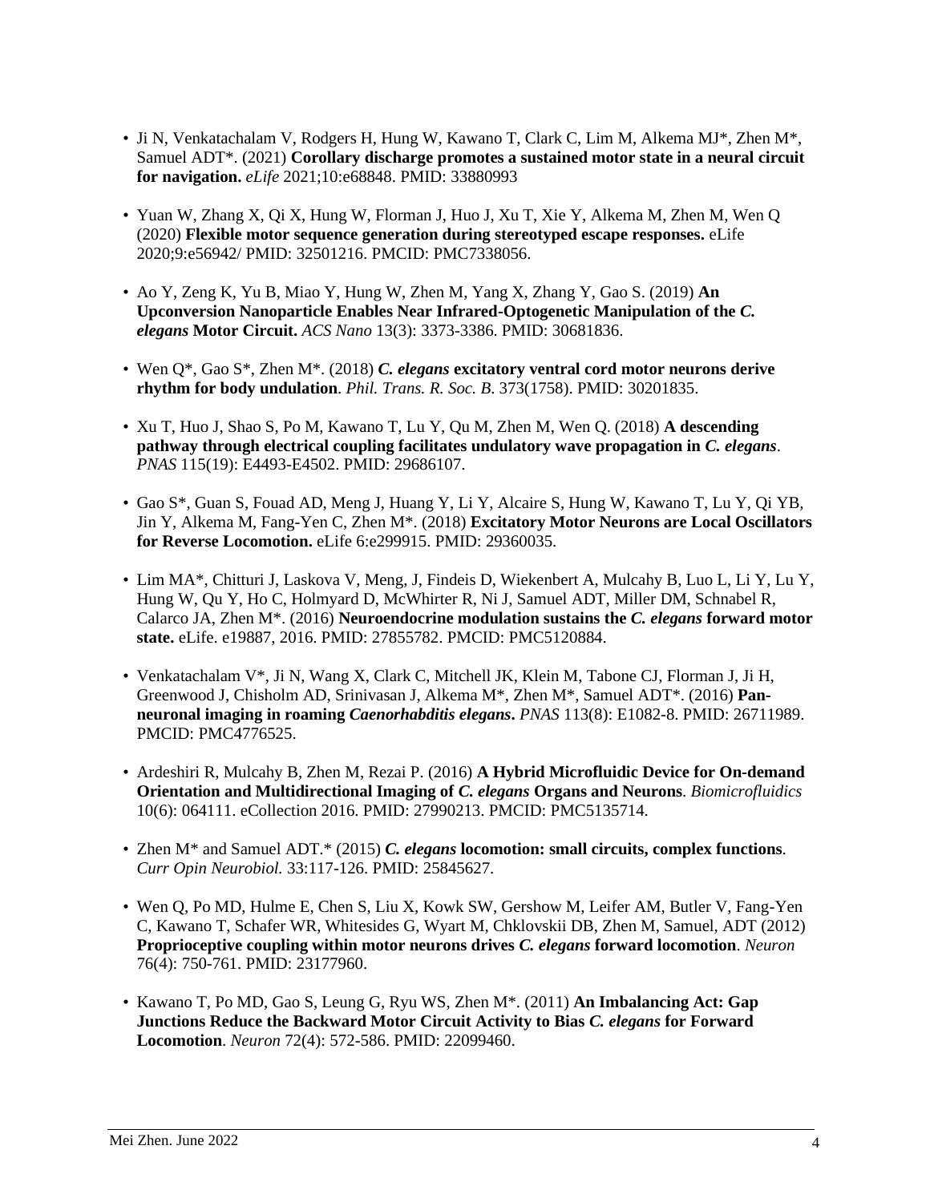- Ji N, Venkatachalam V, Rodgers H, Hung W, Kawano T, Clark C, Lim M, Alkema MJ*, Zhen M*, Samuel ADT*. (2021) **Corollary discharge promotes a sustained motor state in a neural circuit for navigation.** *eLife* 2021;10:e68848. PMID: 33880993

- Yuan W, Zhang X, Qi X, Hung W, Florman J, Huo J, Xu T, Xie Y, Alkema M, Zhen M, Wen Q (2020) **Flexible motor sequence generation during stereotyped escape responses.** eLife 2020;9:e56942/ PMID: 32501216. PMCID: PMC7338056.

- Ao Y, Zeng K, Yu B, Miao Y, Hung W, Zhen M, Yang X, Zhang Y, Gao S. (2019) **An Upconversion Nanoparticle Enables Near Infrared-Optogenetic Manipulation of the *C. elegans* Motor Circuit.** *ACS Nano* 13(3): 3373-3386. PMID: 30681836.

- Wen Q*, Gao S*, Zhen M*. (2018) ***C. elegans* excitatory ventral cord motor neurons derive rhythm for body undulation**. *Phil. Trans. R. Soc. B*. 373(1758). PMID: 30201835.

- Xu T, Huo J, Shao S, Po M, Kawano T, Lu Y, Qu M, Zhen M, Wen Q. (2018) **A descending pathway through electrical coupling facilitates undulatory wave propagation in *C. elegans***. *PNAS* 115(19): E4493-E4502. PMID: 29686107.

- Gao S*, Guan S, Fouad AD, Meng J, Huang Y, Li Y, Alcaire S, Hung W, Kawano T, Lu Y, Qi YB, Jin Y, Alkema M, Fang-Yen C, Zhen M*. (2018) **Excitatory Motor Neurons are Local Oscillators for Reverse Locomotion.** eLife 6:e299915. PMID: 29360035.

- Lim MA*, Chitturi J, Laskova V, Meng, J, Findeis D, Wiekenbert A, Mulcahy B, Luo L, Li Y, Lu Y, Hung W, Qu Y, Ho C, Holmyard D, McWhirter R, Ni J, Samuel ADT, Miller DM, Schnabel R, Calarco JA, Zhen M*. (2016) **Neuroendocrine modulation sustains the *C. elegans* forward motor state.** eLife. e19887, 2016. PMID: 27855782. PMCID: PMC5120884.

- Venkatachalam V*, Ji N, Wang X, Clark C, Mitchell JK, Klein M, Tabone CJ, Florman J, Ji H, Greenwood J, Chisholm AD, Srinivasan J, Alkema M*, Zhen M*, Samuel ADT*. (2016) **Pan-neuronal imaging in roaming *Caenorhabditis elegans*.** *PNAS* 113(8): E1082-8. PMID: 26711989. PMCID: PMC4776525.

- Ardeshiri R, Mulcahy B, Zhen M, Rezai P. (2016) **A Hybrid Microfluidic Device for On-demand Orientation and Multidirectional Imaging of *C. elegans* Organs and Neurons**. *Biomicrofluidics* 10(6): 064111. eCollection 2016. PMID: 27990213. PMCID: PMC5135714.

- Zhen M* and Samuel ADT.* (2015) ***C. elegans* locomotion: small circuits, complex functions**. *Curr Opin Neurobiol.* 33:117-126. PMID: 25845627.

- Wen Q, Po MD, Hulme E, Chen S, Liu X, Kowk SW, Gershow M, Leifer AM, Butler V, Fang-Yen C, Kawano T, Schafer WR, Whitesides G, Wyart M, Chklovskii DB, Zhen M, Samuel, ADT (2012) **Proprioceptive coupling within motor neurons drives *C. elegans* forward locomotion**. *Neuron* 76(4): 750-761. PMID: 23177960.

- Kawano T, Po MD, Gao S, Leung G, Ryu WS, Zhen M*. (2011) **An Imbalancing Act: Gap Junctions Reduce the Backward Motor Circuit Activity to Bias *C. elegans* for Forward Locomotion**. *Neuron* 72(4): 572-586. PMID: 22099460.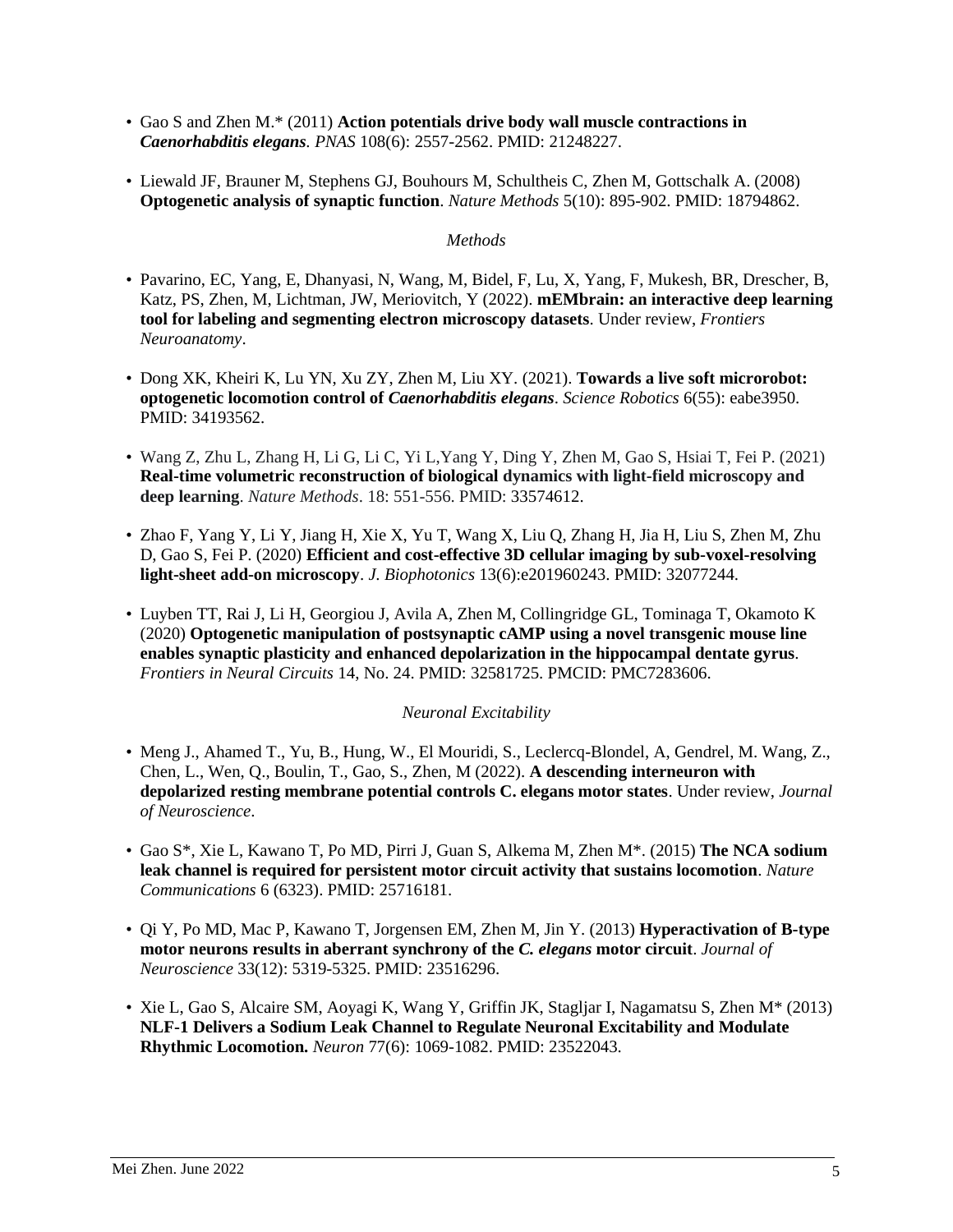- Gao S and Zhen M.* (2011) **Action potentials drive body wall muscle contractions in *Caenorhabditis elegans***. *PNAS* 108(6): 2557-2562. PMID: 21248227.

- Liewald JF, Brauner M, Stephens GJ, Bouhours M, Schultheis C, Zhen M, Gottschalk A. (2008) **Optogenetic analysis of synaptic function**. *Nature Methods* 5(10): 895-902. PMID: 18794862.

*Methods*

- Pavarino, EC, Yang, E, Dhanyasi, N, Wang, M, Bidel, F, Lu, X, Yang, F, Mukesh, BR, Drescher, B, Katz, PS, Zhen, M, Lichtman, JW, Meriovitch, Y (2022). **mEMbrain: an interactive deep learning tool for labeling and segmenting electron microscopy datasets**. Under review, *Frontiers Neuroanatomy*.

- Dong XK, Kheiri K, Lu YN, Xu ZY, Zhen M, Liu XY. (2021). **Towards a live soft microrobot: optogenetic locomotion control of *Caenorhabditis elegans***. *Science Robotics* 6(55): eabe3950. PMID: 34193562.

- Wang Z, Zhu L, Zhang H, Li G, Li C, Yi L,Yang Y, Ding Y, Zhen M, Gao S, Hsiai T, Fei P. (2021) **Real-time volumetric reconstruction of biological dynamics with light-field microscopy and deep learning**. *Nature Methods*. 18: 551-556. PMID: 33574612.

- Zhao F, Yang Y, Li Y, Jiang H, Xie X, Yu T, Wang X, Liu Q, Zhang H, Jia H, Liu S, Zhen M, Zhu D, Gao S, Fei P. (2020) **Efficient and cost-effective 3D cellular imaging by sub-voxel-resolving light-sheet add-on microscopy**. *J. Biophotonics* 13(6):e201960243. PMID: 32077244.

- Luyben TT, Rai J, Li H, Georgiou J, Avila A, Zhen M, Collingridge GL, Tominaga T, Okamoto K (2020) **Optogenetic manipulation of postsynaptic cAMP using a novel transgenic mouse line enables synaptic plasticity and enhanced depolarization in the hippocampal dentate gyrus**. *Frontiers in Neural Circuits* 14, No. 24. PMID: 32581725. PMCID: PMC7283606.

*Neuronal Excitability*

- Meng J., Ahamed T., Yu, B., Hung, W., El Mouridi, S., Leclercq-Blondel, A, Gendrel, M. Wang, Z., Chen, L., Wen, Q., Boulin, T., Gao, S., Zhen, M (2022). **A descending interneuron with depolarized resting membrane potential controls C. elegans motor states**. Under review, *Journal of Neuroscience*.

- Gao S*, Xie L, Kawano T, Po MD, Pirri J, Guan S, Alkema M, Zhen M*. (2015) **The NCA sodium leak channel is required for persistent motor circuit activity that sustains locomotion**. *Nature Communications* 6 (6323). PMID: 25716181.

- Qi Y, Po MD, Mac P, Kawano T, Jorgensen EM, Zhen M, Jin Y. (2013) **Hyperactivation of B-type motor neurons results in aberrant synchrony of the *C. elegans* motor circuit**. *Journal of Neuroscience* 33(12): 5319-5325. PMID: 23516296.

- Xie L, Gao S, Alcaire SM, Aoyagi K, Wang Y, Griffin JK, Stagljar I, Nagamatsu S, Zhen M* (2013) **NLF-1 Delivers a Sodium Leak Channel to Regulate Neuronal Excitability and Modulate Rhythmic Locomotion.** *Neuron* 77(6): 1069-1082. PMID: 23522043.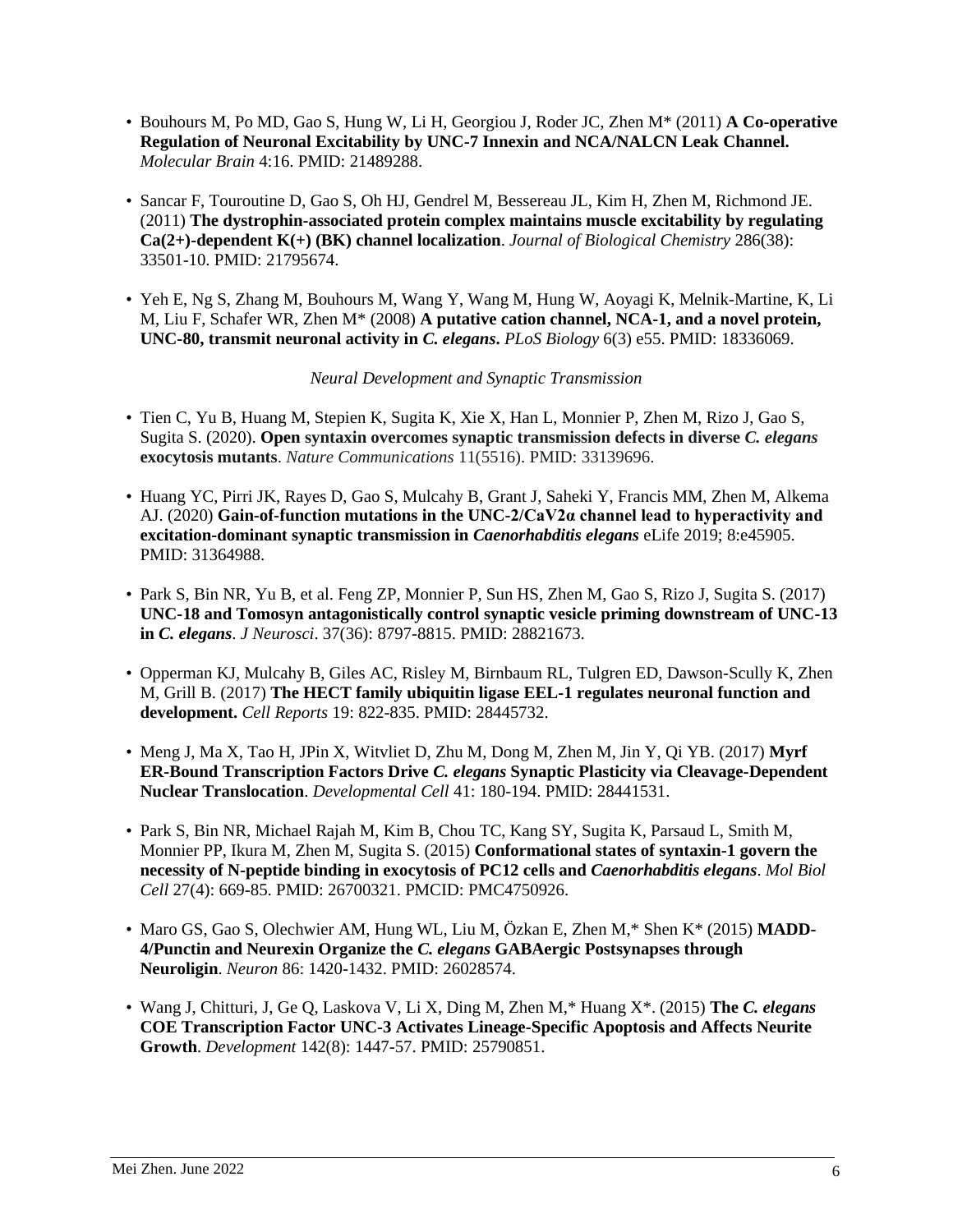- Bouhours M, Po MD, Gao S, Hung W, Li H, Georgiou J, Roder JC, Zhen M* (2011) **A Co-operative Regulation of Neuronal Excitability by UNC-7 Innexin and NCA/NALCN Leak Channel.** *Molecular Brain* 4:16. PMID: 21489288.

- Sancar F, Touroutine D, Gao S, Oh HJ, Gendrel M, Bessereau JL, Kim H, Zhen M, Richmond JE. (2011) **The dystrophin-associated protein complex maintains muscle excitability by regulating Ca(2+)-dependent K(+) (BK) channel localization**. *Journal of Biological Chemistry* 286(38): 33501-10. PMID: 21795674.

- Yeh E, Ng S, Zhang M, Bouhours M, Wang Y, Wang M, Hung W, Aoyagi K, Melnik-Martine, K, Li M, Liu F, Schafer WR, Zhen M* (2008) **A putative cation channel, NCA-1, and a novel protein, UNC-80, transmit neuronal activity in *C. elegans*.** *PLoS Biology* 6(3) e55. PMID: 18336069.

*Neural Development and Synaptic Transmission*

- Tien C, Yu B, Huang M, Stepien K, Sugita K, Xie X, Han L, Monnier P, Zhen M, Rizo J, Gao S, Sugita S. (2020). **Open syntaxin overcomes synaptic transmission defects in diverse *C. elegans* exocytosis mutants**. *Nature Communications* 11(5516). PMID: 33139696.

- Huang YC, Pirri JK, Rayes D, Gao S, Mulcahy B, Grant J, Saheki Y, Francis MM, Zhen M, Alkema AJ. (2020) **Gain-of-function mutations in the UNC-2/CaV2α channel lead to hyperactivity and excitation-dominant synaptic transmission in *Caenorhabditis elegans*** eLife 2019; 8:e45905. PMID: 31364988.

- Park S, Bin NR, Yu B, et al. Feng ZP, Monnier P, Sun HS, Zhen M, Gao S, Rizo J, Sugita S. (2017) **UNC-18 and Tomosyn antagonistically control synaptic vesicle priming downstream of UNC-13 in *C. elegans***. *J Neurosci*. 37(36): 8797-8815. PMID: 28821673.

- Opperman KJ, Mulcahy B, Giles AC, Risley M, Birnbaum RL, Tulgren ED, Dawson-Scully K, Zhen M, Grill B. (2017) **The HECT family ubiquitin ligase EEL-1 regulates neuronal function and development.** *Cell Reports* 19: 822-835. PMID: 28445732.

- Meng J, Ma X, Tao H, JPin X, Witvliet D, Zhu M, Dong M, Zhen M, Jin Y, Qi YB. (2017) **Myrf ER-Bound Transcription Factors Drive *C. elegans* Synaptic Plasticity via Cleavage-Dependent Nuclear Translocation**. *Developmental Cell* 41: 180-194. PMID: 28441531.

- Park S, Bin NR, Michael Rajah M, Kim B, Chou TC, Kang SY, Sugita K, Parsaud L, Smith M, Monnier PP, Ikura M, Zhen M, Sugita S. (2015) **Conformational states of syntaxin-1 govern the necessity of N-peptide binding in exocytosis of PC12 cells and *Caenorhabditis elegans***. *Mol Biol Cell* 27(4): 669-85. PMID: 26700321. PMCID: PMC4750926.

- Maro GS, Gao S, Olechwier AM, Hung WL, Liu M, Özkan E, Zhen M,* Shen K* (2015) **MADD-4/Punctin and Neurexin Organize the *C. elegans* GABAergic Postsynapses through Neuroligin**. *Neuron* 86: 1420-1432. PMID: 26028574.

- Wang J, Chitturi, J, Ge Q, Laskova V, Li X, Ding M, Zhen M,* Huang X*. (2015) **The *C. elegans* COE Transcription Factor UNC-3 Activates Lineage-Specific Apoptosis and Affects Neurite Growth**. *Development* 142(8): 1447-57. PMID: 25790851.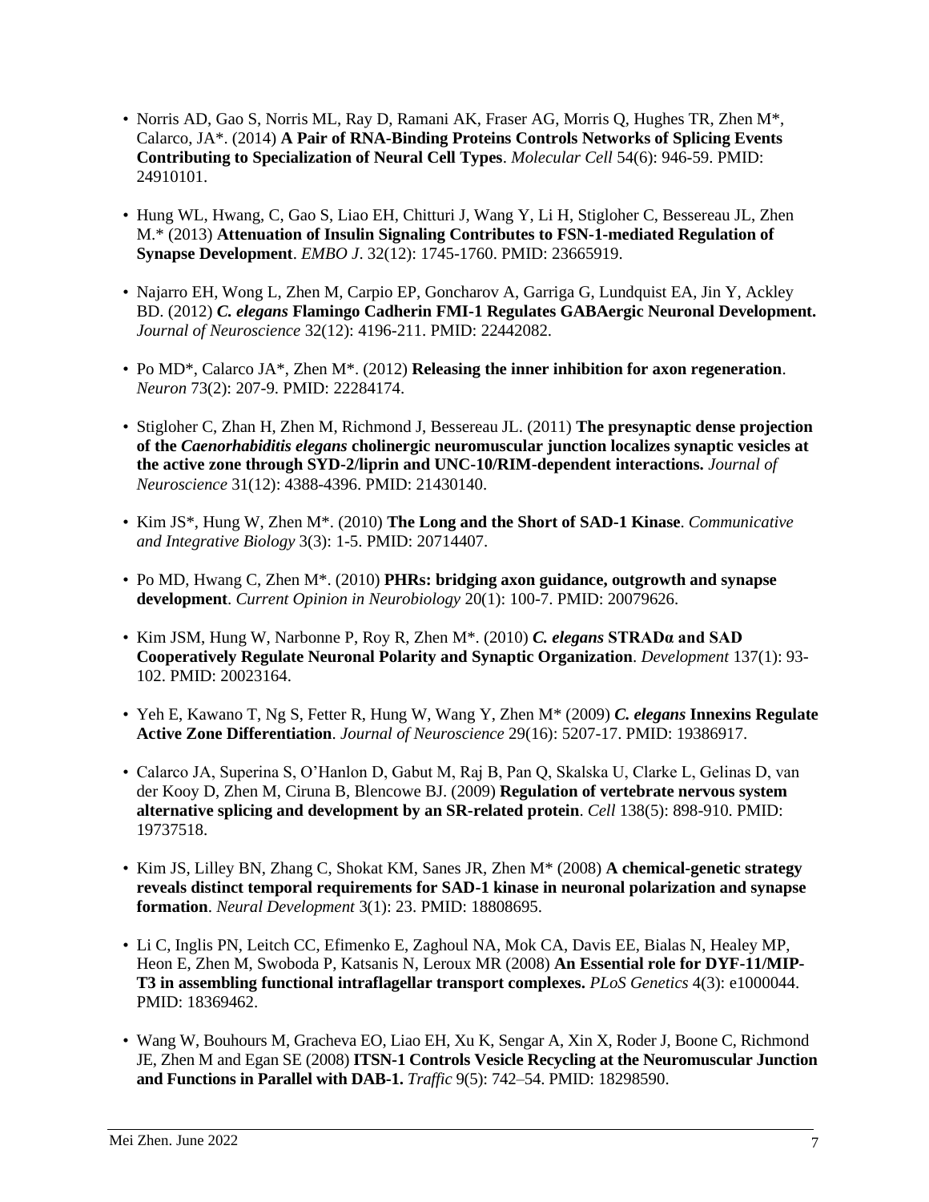- Norris AD, Gao S, Norris ML, Ray D, Ramani AK, Fraser AG, Morris Q, Hughes TR, Zhen M*, Calarco, JA*. (2014) **A Pair of RNA-Binding Proteins Controls Networks of Splicing Events Contributing to Specialization of Neural Cell Types**. *Molecular Cell* 54(6): 946-59. PMID: 24910101.

- Hung WL, Hwang, C, Gao S, Liao EH, Chitturi J, Wang Y, Li H, Stigloher C, Bessereau JL, Zhen M.* (2013) **Attenuation of Insulin Signaling Contributes to FSN-1-mediated Regulation of Synapse Development**. *EMBO J*. 32(12): 1745-1760. PMID: 23665919.

- Najarro EH, Wong L, Zhen M, Carpio EP, Goncharov A, Garriga G, Lundquist EA, Jin Y, Ackley BD. (2012) ***C. elegans* Flamingo Cadherin FMI-1 Regulates GABAergic Neuronal Development.** *Journal of Neuroscience* 32(12): 4196-211. PMID: 22442082.

- Po MD*, Calarco JA*, Zhen M*. (2012) **Releasing the inner inhibition for axon regeneration**. *Neuron* 73(2): 207-9. PMID: 22284174.

- Stigloher C, Zhan H, Zhen M, Richmond J, Bessereau JL. (2011) **The presynaptic dense projection of the *Caenorhabiditis elegans* cholinergic neuromuscular junction localizes synaptic vesicles at the active zone through SYD-2/liprin and UNC-10/RIM-dependent interactions.** *Journal of Neuroscience* 31(12): 4388-4396. PMID: 21430140.

- Kim JS*, Hung W, Zhen M*. (2010) **The Long and the Short of SAD-1 Kinase**. *Communicative and Integrative Biology* 3(3): 1-5. PMID: 20714407.

- Po MD, Hwang C, Zhen M*. (2010) **PHRs: bridging axon guidance, outgrowth and synapse development**. *Current Opinion in Neurobiology* 20(1): 100-7. PMID: 20079626.

- Kim JSM, Hung W, Narbonne P, Roy R, Zhen M*. (2010) ***C. elegans* STRADα and SAD Cooperatively Regulate Neuronal Polarity and Synaptic Organization**. *Development* 137(1): 93-102. PMID: 20023164.

- Yeh E, Kawano T, Ng S, Fetter R, Hung W, Wang Y, Zhen M* (2009) ***C. elegans* Innexins Regulate Active Zone Differentiation**. *Journal of Neuroscience* 29(16): 5207-17. PMID: 19386917.

- Calarco JA, Superina S, O'Hanlon D, Gabut M, Raj B, Pan Q, Skalska U, Clarke L, Gelinas D, van der Kooy D, Zhen M, Ciruna B, Blencowe BJ. (2009) **Regulation of vertebrate nervous system alternative splicing and development by an SR-related protein**. *Cell* 138(5): 898-910. PMID: 19737518.

- Kim JS, Lilley BN, Zhang C, Shokat KM, Sanes JR, Zhen M* (2008) **A chemical-genetic strategy reveals distinct temporal requirements for SAD-1 kinase in neuronal polarization and synapse formation**. *Neural Development* 3(1): 23. PMID: 18808695.

- Li C, Inglis PN, Leitch CC, Efimenko E, Zaghoul NA, Mok CA, Davis EE, Bialas N, Healey MP, Heon E, Zhen M, Swoboda P, Katsanis N, Leroux MR (2008) **An Essential role for DYF-11/MIP-T3 in assembling functional intraflagellar transport complexes.** *PLoS Genetics* 4(3): e1000044. PMID: 18369462.

- Wang W, Bouhours M, Gracheva EO, Liao EH, Xu K, Sengar A, Xin X, Roder J, Boone C, Richmond JE, Zhen M and Egan SE (2008) **ITSN-1 Controls Vesicle Recycling at the Neuromuscular Junction and Functions in Parallel with DAB-1.** *Traffic* 9(5): 742–54. PMID: 18298590.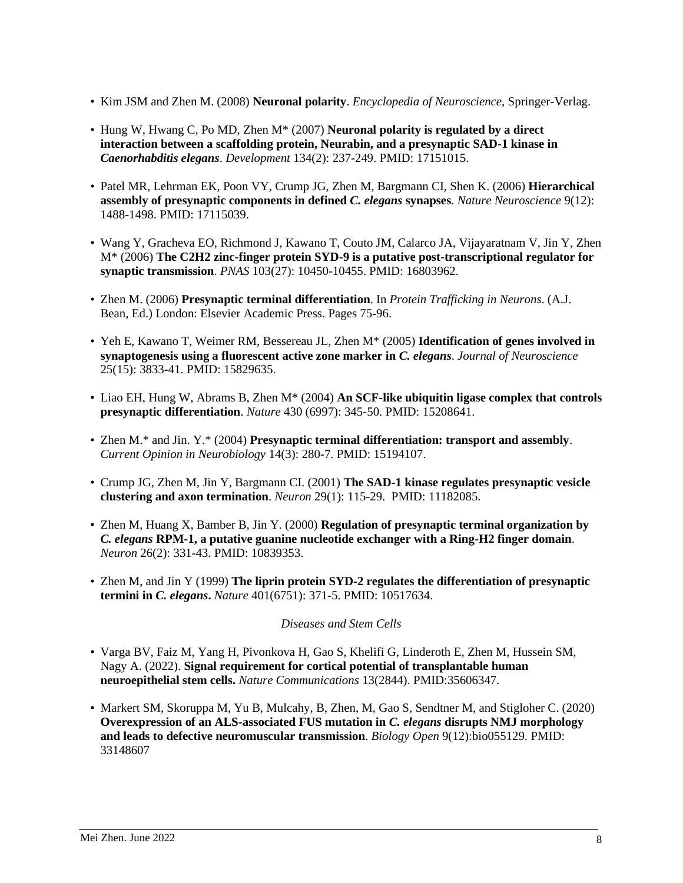- Kim JSM and Zhen M. (2008) **Neuronal polarity**. *Encyclopedia of Neuroscience*, Springer-Verlag.

- Hung W, Hwang C, Po MD, Zhen M* (2007) **Neuronal polarity is regulated by a direct interaction between a scaffolding protein, Neurabin, and a presynaptic SAD-1 kinase in *Caenorhabditis elegans***. *Development* 134(2): 237-249. PMID: 17151015.

- Patel MR, Lehrman EK, Poon VY, Crump JG, Zhen M, Bargmann CI, Shen K. (2006) **Hierarchical assembly of presynaptic components in defined *C. elegans* synapses***.* *Nature Neuroscience* 9(12): 1488-1498. PMID: 17115039.

- Wang Y, Gracheva EO, Richmond J, Kawano T, Couto JM, Calarco JA, Vijayaratnam V, Jin Y, Zhen M* (2006) **The C2H2 zinc-finger protein SYD-9 is a putative post-transcriptional regulator for synaptic transmission**. *PNAS* 103(27): 10450-10455. PMID: 16803962.

- Zhen M. (2006) **Presynaptic terminal differentiation**. In *Protein Trafficking in Neurons*. (A.J. Bean, Ed.) London: Elsevier Academic Press. Pages 75-96.

- Yeh E, Kawano T, Weimer RM, Bessereau JL, Zhen M* (2005) **Identification of genes involved in synaptogenesis using a fluorescent active zone marker in *C. elegans***. *Journal of Neuroscience* 25(15): 3833-41. PMID: 15829635.

- Liao EH, Hung W, Abrams B, Zhen M* (2004) **An SCF-like ubiquitin ligase complex that controls presynaptic differentiation**. *Nature* 430 (6997): 345-50. PMID: 15208641.

- Zhen M.* and Jin. Y.* (2004) **Presynaptic terminal differentiation: transport and assembly**. *Current Opinion in Neurobiology* 14(3): 280-7. PMID: 15194107.

- Crump JG, Zhen M, Jin Y, Bargmann CI. (2001) **The SAD-1 kinase regulates presynaptic vesicle clustering and axon termination**. *Neuron* 29(1): 115-29. PMID: 11182085.

- Zhen M, Huang X, Bamber B, Jin Y. (2000) **Regulation of presynaptic terminal organization by *C. elegans* RPM-1, a putative guanine nucleotide exchanger with a Ring-H2 finger domain**. *Neuron* 26(2): 331-43. PMID: 10839353.

- Zhen M, and Jin Y (1999) **The liprin protein SYD-2 regulates the differentiation of presynaptic termini in *C. elegans*.** *Nature* 401(6751): 371-5. PMID: 10517634.

*Diseases and Stem Cells*

- Varga BV, Faiz M, Yang H, Pivonkova H, Gao S, Khelifi G, Linderoth E, Zhen M, Hussein SM, Nagy A. (2022). **Signal requirement for cortical potential of transplantable human neuroepithelial stem cells.** *Nature Communications* 13(2844). PMID:35606347.

- Markert SM, Skoruppa M, Yu B, Mulcahy, B, Zhen, M, Gao S, Sendtner M, and Stigloher C. (2020) **Overexpression of an ALS-associated FUS mutation in *C. elegans* disrupts NMJ morphology and leads to defective neuromuscular transmission**. *Biology Open* 9(12):bio055129. PMID: 33148607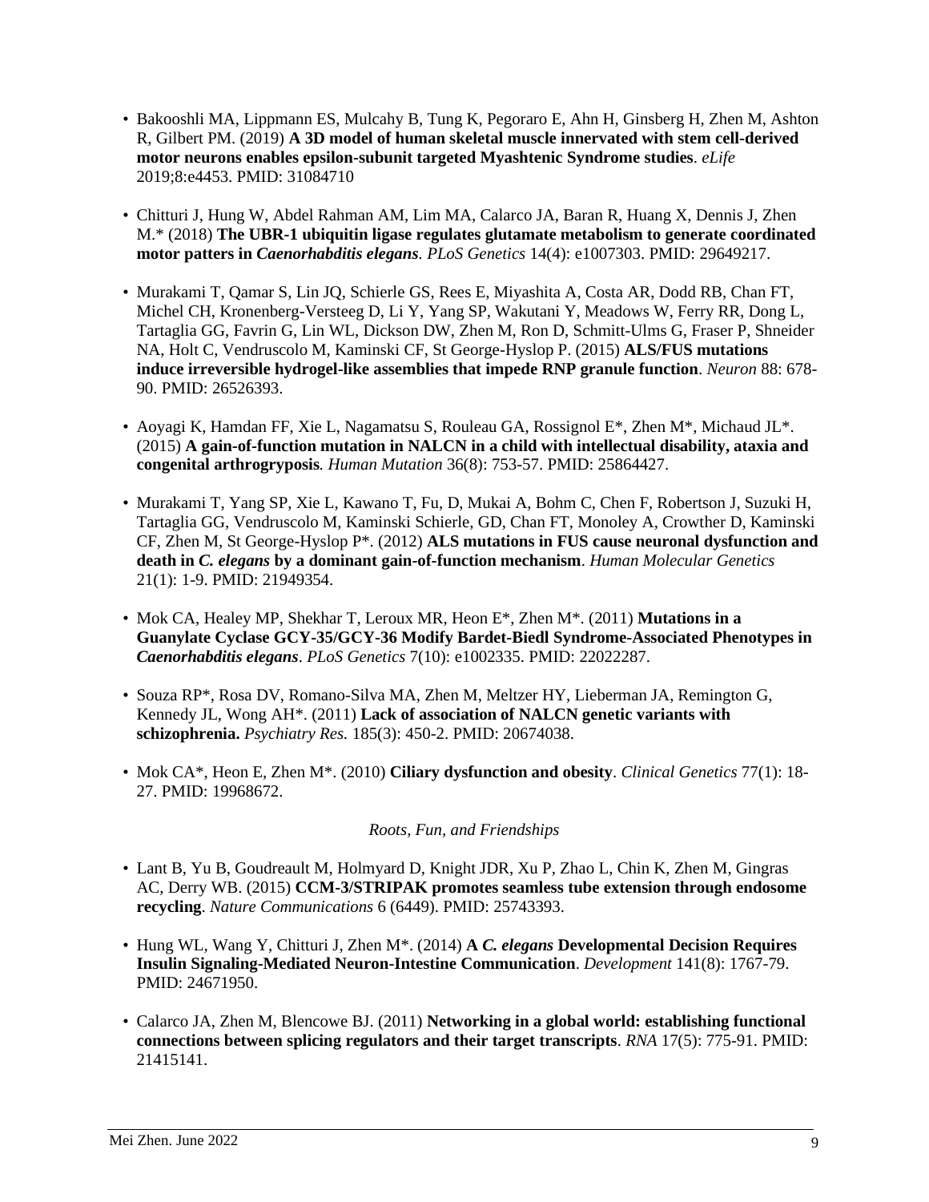- Bakooshli MA, Lippmann ES, Mulcahy B, Tung K, Pegoraro E, Ahn H, Ginsberg H, Zhen M, Ashton R, Gilbert PM. (2019) **A 3D model of human skeletal muscle innervated with stem cell-derived motor neurons enables epsilon-subunit targeted Myashtenic Syndrome studies**. *eLife* 2019;8:e4453. PMID: 31084710

- Chitturi J, Hung W, Abdel Rahman AM, Lim MA, Calarco JA, Baran R, Huang X, Dennis J, Zhen M.* (2018) **The UBR-1 ubiquitin ligase regulates glutamate metabolism to generate coordinated motor patters in *Caenorhabditis elegans***. *PLoS Genetics* 14(4): e1007303. PMID: 29649217.

- Murakami T, Qamar S, Lin JQ, Schierle GS, Rees E, Miyashita A, Costa AR, Dodd RB, Chan FT, Michel CH, Kronenberg-Versteeg D, Li Y, Yang SP, Wakutani Y, Meadows W, Ferry RR, Dong L, Tartaglia GG, Favrin G, Lin WL, Dickson DW, Zhen M, Ron D, Schmitt-Ulms G, Fraser P, Shneider NA, Holt C, Vendruscolo M, Kaminski CF, St George-Hyslop P. (2015) **ALS/FUS mutations induce irreversible hydrogel-like assemblies that impede RNP granule function**. *Neuron* 88: 678-90. PMID: 26526393.

- Aoyagi K, Hamdan FF, Xie L, Nagamatsu S, Rouleau GA, Rossignol E*, Zhen M*, Michaud JL*. (2015) **A gain-of-function mutation in NALCN in a child with intellectual disability, ataxia and congenital arthrogryposis***. Human Mutation* 36(8): 753-57. PMID: 25864427.

- Murakami T, Yang SP, Xie L, Kawano T, Fu, D, Mukai A, Bohm C, Chen F, Robertson J, Suzuki H, Tartaglia GG, Vendruscolo M, Kaminski Schierle, GD, Chan FT, Monoley A, Crowther D, Kaminski CF, Zhen M, St George-Hyslop P*. (2012) **ALS mutations in FUS cause neuronal dysfunction and death in *C. elegans* by a dominant gain-of-function mechanism**. *Human Molecular Genetics* 21(1): 1-9. PMID: 21949354.

- Mok CA, Healey MP, Shekhar T, Leroux MR, Heon E*, Zhen M*. (2011) **Mutations in a Guanylate Cyclase GCY-35/GCY-36 Modify Bardet-Biedl Syndrome-Associated Phenotypes in *Caenorhabditis elegans***. *PLoS Genetics* 7(10): e1002335. PMID: 22022287.

- Souza RP*, Rosa DV, Romano-Silva MA, Zhen M, Meltzer HY, Lieberman JA, Remington G, Kennedy JL, Wong AH*. (2011) **Lack of association of NALCN genetic variants with schizophrenia.** *Psychiatry Res.* 185(3): 450-2. PMID: 20674038.

- Mok CA*, Heon E, Zhen M*. (2010) **Ciliary dysfunction and obesity**. *Clinical Genetics* 77(1): 18-27. PMID: 19968672.

*Roots, Fun, and Friendships*

- Lant B, Yu B, Goudreault M, Holmyard D, Knight JDR, Xu P, Zhao L, Chin K, Zhen M, Gingras AC, Derry WB. (2015) **CCM-3/STRIPAK promotes seamless tube extension through endosome recycling**. *Nature Communications* 6 (6449). PMID: 25743393.

- Hung WL, Wang Y, Chitturi J, Zhen M*. (2014) **A *C. elegans* Developmental Decision Requires Insulin Signaling-Mediated Neuron-Intestine Communication**. *Development* 141(8): 1767-79. PMID: 24671950.

- Calarco JA, Zhen M, Blencowe BJ. (2011) **Networking in a global world: establishing functional connections between splicing regulators and their target transcripts**. *RNA* 17(5): 775-91. PMID: 21415141.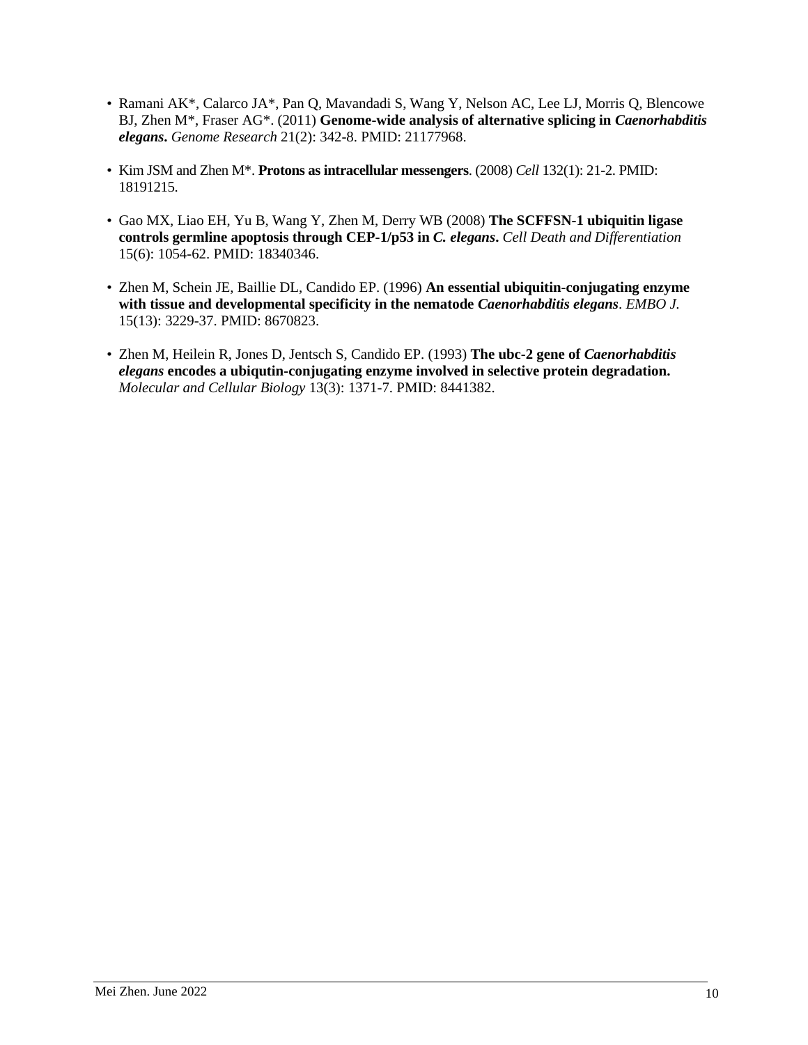- Ramani AK*, Calarco JA*, Pan Q, Mavandadi S, Wang Y, Nelson AC, Lee LJ, Morris Q, Blencowe BJ, Zhen M*, Fraser AG*. (2011) **Genome-wide analysis of alternative splicing in *Caenorhabditis elegans*.** *Genome Research* 21(2): 342-8. PMID: 21177968.

- Kim JSM and Zhen M*. **Protons as intracellular messengers**. (2008) *Cell* 132(1): 21-2. PMID: 18191215.

- Gao MX, Liao EH, Yu B, Wang Y, Zhen M, Derry WB (2008) **The SCFFSN-1 ubiquitin ligase controls germline apoptosis through CEP-1/p53 in *C. elegans*.** *Cell Death and Differentiation* 15(6): 1054-62. PMID: 18340346.

- Zhen M, Schein JE, Baillie DL, Candido EP. (1996) **An essential ubiquitin-conjugating enzyme with tissue and developmental specificity in the nematode *Caenorhabditis elegans***. *EMBO J.* 15(13): 3229-37. PMID: 8670823.

- Zhen M, Heilein R, Jones D, Jentsch S, Candido EP. (1993) **The ubc-2 gene of *Caenorhabditis elegans* encodes a ubiqutin-conjugating enzyme involved in selective protein degradation.** *Molecular and Cellular Biology* 13(3): 1371-7. PMID: 8441382.